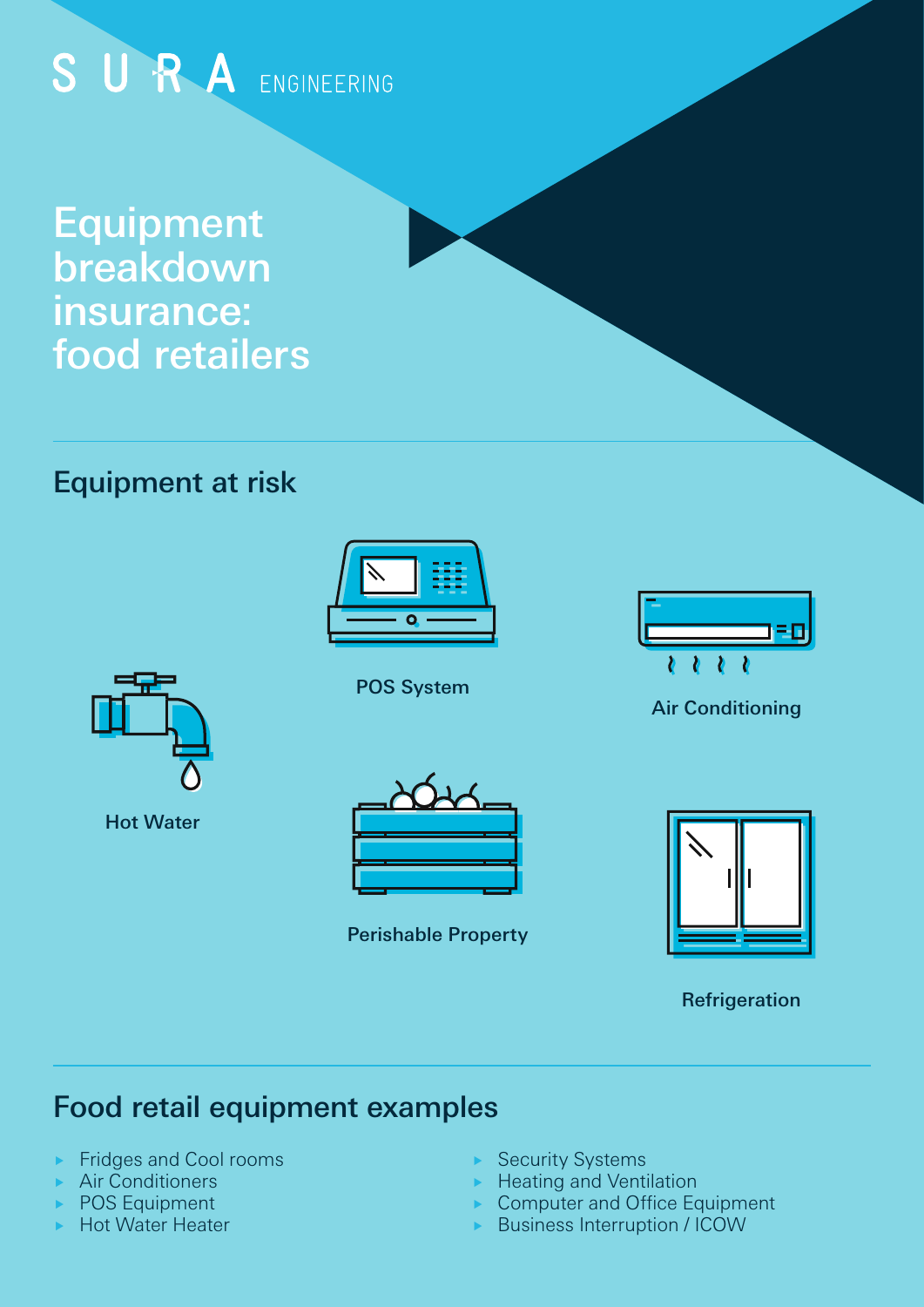SURA ENGINEERING

# Equipment breakdown insurance: food retailers

## Equipment at risk

POS System

Air Conditioning

Hot Water

Perishable Property

Refrigeration

## Food retail equipment examples

- Fridges and Cool rooms
- Air Conditioners
- POS Equipment
- Hot Water Heater
- Security Systems
- Heating and Ventilation
- Computer and Office Equipment
- Business Interruption / ICOW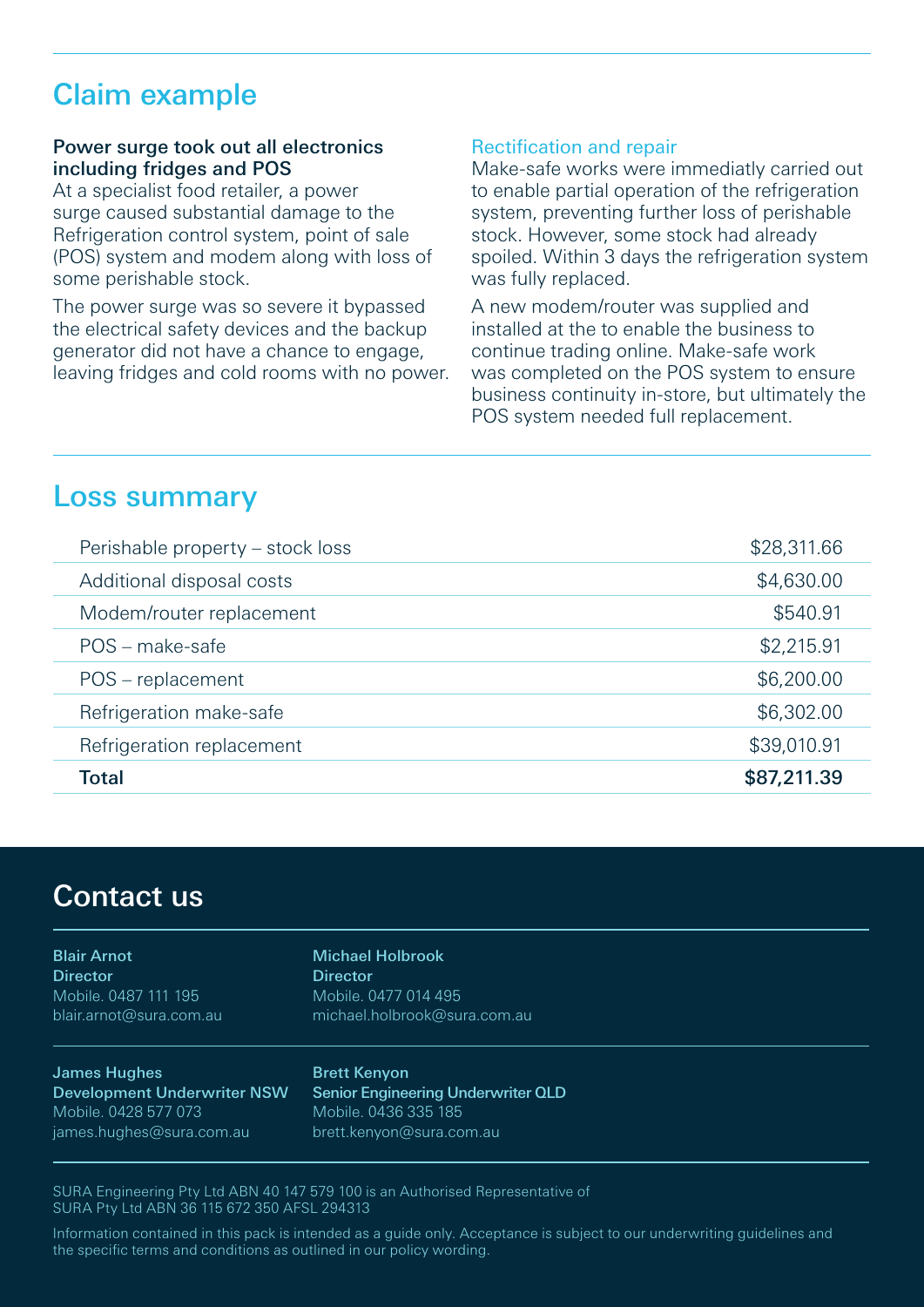## Claim example

**Power surge took out all electronics including fridges and POS**

At a specialist food retailer, a power surge caused substantial damage to the Refrigeration control system, point of sale (POS) system and modem along with loss of some perishable stock.

The power surge was so severe it bypassed the electrical safety devices and the backup generator did not have a chance to engage, leaving fridges and cold rooms with no power.

### Rectification and repair

Make-safe works were immediatly carried out to enable partial operation of the refrigeration system, preventing further loss of perishable stock. However, some stock had already spoiled. Within 3 days the refrigeration system was fully replaced.

A new modem/router was supplied and installed at the to enable the business to continue trading online. Make-safe work was completed on the POS system to ensure business continuity in-store, but ultimately the POS system needed full replacement.

## Loss summary

| | |
|---|---|
| Perishable property – stock loss | $28,311.66 |
| Additional disposal costs | $4,630.00 |
| Modem/router replacement | $540.91 |
| POS – make-safe | $2,215.91 |
| POS – replacement | $6,200.00 |
| Refrigeration make-safe | $6,302.00 |
| Refrigeration replacement | $39,010.91 |
| **Total** | **$87,211.39** |

## Contact us

**Blair Arnot**
**Director**
Mobile. 0487 111 195
blair.arnot@sura.com.au

**Michael Holbrook**
**Director**
Mobile. 0477 014 495
michael.holbrook@sura.com.au

**James Hughes**
**Development Underwriter NSW**
Mobile. 0428 577 073
james.hughes@sura.com.au

**Brett Kenyon**
**Senior Engineering Underwriter QLD**
Mobile. 0436 335 185
brett.kenyon@sura.com.au

SURA Engineering Pty Ltd ABN 40 147 579 100 is an Authorised Representative of SURA Pty Ltd ABN 36 115 672 350 AFSL 294313

Information contained in this pack is intended as a guide only. Acceptance is subject to our underwriting guidelines and the specific terms and conditions as outlined in our policy wording.